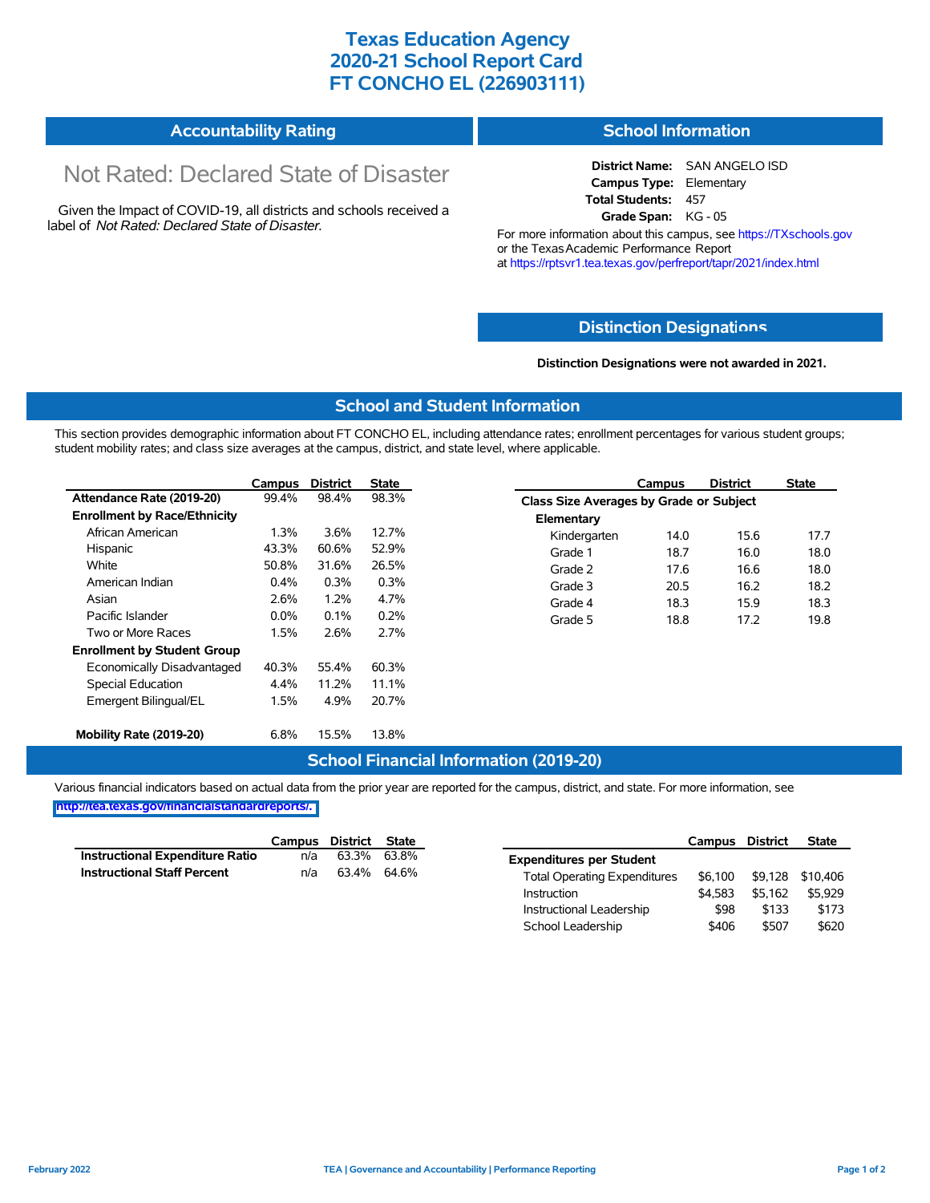# Texas Education Agency
# 2020-21 School Report Card
# FT CONCHO EL (226903111)

## Accountability Rating

Not Rated: Declared State of Disaster

Given the Impact of COVID-19, all districts and schools received a label of *Not Rated: Declared State of Disaster*.

## School Information

**District Name:** SAN ANGELO ISD
**Campus Type:** Elementary
**Total Students:** 457
**Grade Span:** KG - 05

For more information about this campus, see https://TXschools.gov or the Texas Academic Performance Report at https://rptsvr1.tea.texas.gov/perfreport/tapr/2021/index.html

## Distinction Designations

**Distinction Designations were not awarded in 2021.**

## School and Student Information

This section provides demographic information about FT CONCHO EL, including attendance rates; enrollment percentages for various student groups; student mobility rates; and class size averages at the campus, district, and state level, where applicable.

| | Campus | District | State |
|---|---|---|---|
| **Attendance Rate (2019-20)** | 99.4% | 98.4% | 98.3% |
| **Enrollment by Race/Ethnicity** | | | |
| African American | 1.3% | 3.6% | 12.7% |
| Hispanic | 43.3% | 60.6% | 52.9% |
| White | 50.8% | 31.6% | 26.5% |
| American Indian | 0.4% | 0.3% | 0.3% |
| Asian | 2.6% | 1.2% | 4.7% |
| Pacific Islander | 0.0% | 0.1% | 0.2% |
| Two or More Races | 1.5% | 2.6% | 2.7% |
| **Enrollment by Student Group** | | | |
| Economically Disadvantaged | 40.3% | 55.4% | 60.3% |
| Special Education | 4.4% | 11.2% | 11.1% |
| Emergent Bilingual/EL | 1.5% | 4.9% | 20.7% |
| **Mobility Rate (2019-20)** | 6.8% | 15.5% | 13.8% |

| | Campus | District | State |
|---|---|---|---|
| **Class Size Averages by Grade or Subject** | | | |
| **Elementary** | | | |
| Kindergarten | 14.0 | 15.6 | 17.7 |
| Grade 1 | 18.7 | 16.0 | 18.0 |
| Grade 2 | 17.6 | 16.6 | 18.0 |
| Grade 3 | 20.5 | 16.2 | 18.2 |
| Grade 4 | 18.3 | 15.9 | 18.3 |
| Grade 5 | 18.8 | 17.2 | 19.8 |

## School Financial Information (2019-20)

Various financial indicators based on actual data from the prior year are reported for the campus, district, and state. For more information, see http://tea.texas.gov/financialstandardreports/.

| | Campus | District | State |
|---|---|---|---|
| **Instructional Expenditure Ratio** | n/a | 63.3% | 63.8% |
| **Instructional Staff Percent** | n/a | 63.4% | 64.6% |

| | Campus | District | State |
|---|---|---|---|
| **Expenditures per Student** | | | |
| Total Operating Expenditures | $6,100 | $9,128 | $10,406 |
| Instruction | $4,583 | $5,162 | $5,929 |
| Instructional Leadership | $98 | $133 | $173 |
| School Leadership | $406 | $507 | $620 |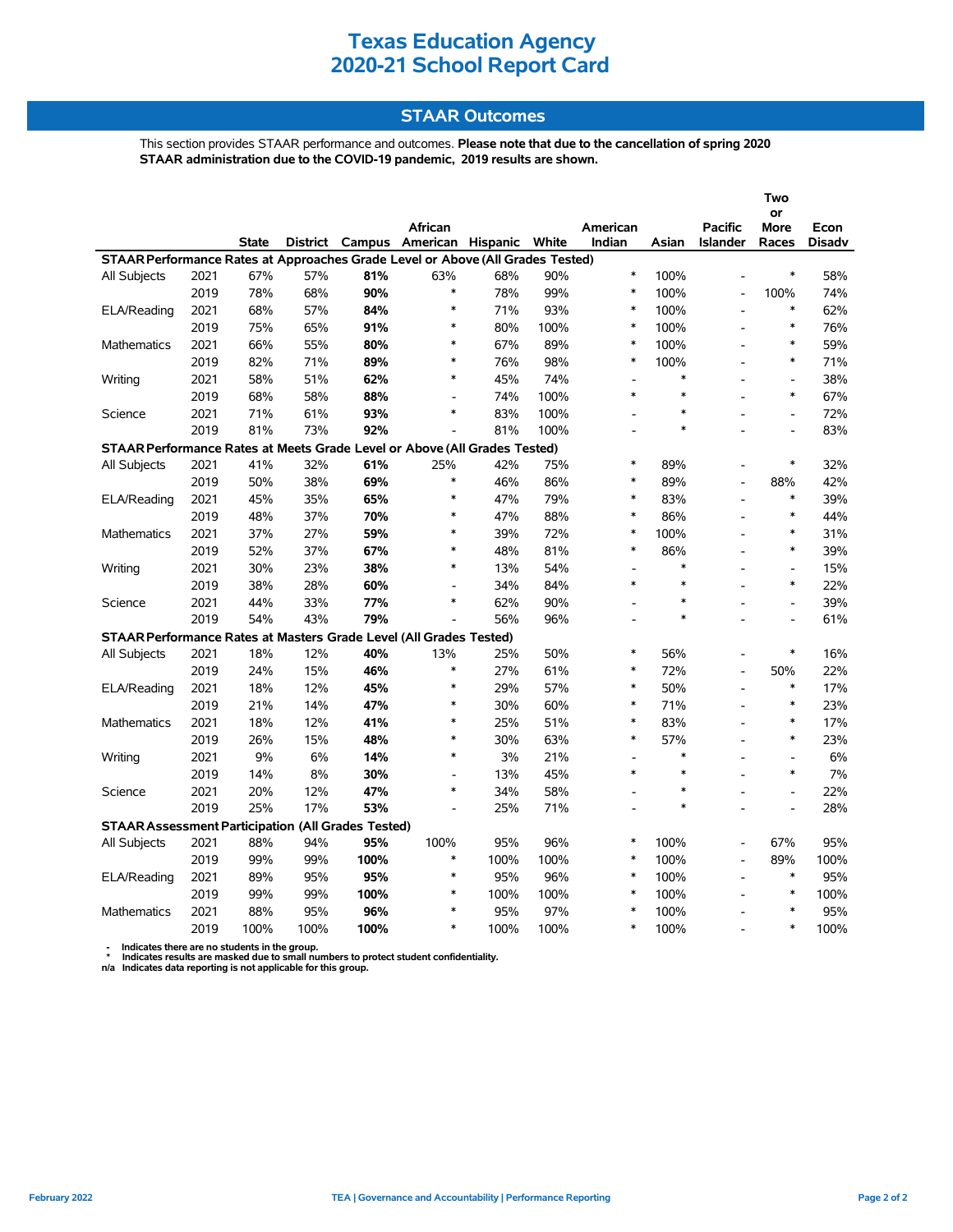# Texas Education Agency
# 2020-21 School Report Card

## STAAR Outcomes

This section provides STAAR performance and outcomes. **Please note that due to the cancellation of spring 2020 STAAR administration due to the COVID-19 pandemic, 2019 results are shown.**

| | | State | District | Campus | African American | Hispanic | White | American Indian | Asian | Pacific Islander | Two or More Races | Econ Disadv |
|---|---|---|---|---|---|---|---|---|---|---|---|---|
| **STAAR Performance Rates at Approaches Grade Level or Above (All Grades Tested)** | | | | | | | | | | | | |
| All Subjects | 2021 | 67% | 57% | **81%** | 63% | 68% | 90% | * | 100% | - | * | 58% |
| | 2019 | 78% | 68% | **90%** | * | 78% | 99% | * | 100% | - | 100% | 74% |
| ELA/Reading | 2021 | 68% | 57% | **84%** | * | 71% | 93% | * | 100% | - | * | 62% |
| | 2019 | 75% | 65% | **91%** | * | 80% | 100% | * | 100% | - | * | 76% |
| Mathematics | 2021 | 66% | 55% | **80%** | * | 67% | 89% | * | 100% | - | * | 59% |
| | 2019 | 82% | 71% | **89%** | * | 76% | 98% | * | 100% | - | * | 71% |
| Writing | 2021 | 58% | 51% | **62%** | * | 45% | 74% | - | * | - | - | 38% |
| | 2019 | 68% | 58% | **88%** | - | 74% | 100% | * | * | - | * | 67% |
| Science | 2021 | 71% | 61% | **93%** | * | 83% | 100% | - | * | - | - | 72% |
| | 2019 | 81% | 73% | **92%** | - | 81% | 100% | - | * | - | - | 83% |
| **STAAR Performance Rates at Meets Grade Level or Above (All Grades Tested)** | | | | | | | | | | | | |
| All Subjects | 2021 | 41% | 32% | **61%** | 25% | 42% | 75% | * | 89% | - | * | 32% |
| | 2019 | 50% | 38% | **69%** | * | 46% | 86% | * | 89% | - | 88% | 42% |
| ELA/Reading | 2021 | 45% | 35% | **65%** | * | 47% | 79% | * | 83% | - | * | 39% |
| | 2019 | 48% | 37% | **70%** | * | 47% | 88% | * | 86% | - | * | 44% |
| Mathematics | 2021 | 37% | 27% | **59%** | * | 39% | 72% | * | 100% | - | * | 31% |
| | 2019 | 52% | 37% | **67%** | * | 48% | 81% | * | 86% | - | * | 39% |
| Writing | 2021 | 30% | 23% | **38%** | * | 13% | 54% | - | * | - | - | 15% |
| | 2019 | 38% | 28% | **60%** | - | 34% | 84% | * | * | - | * | 22% |
| Science | 2021 | 44% | 33% | **77%** | * | 62% | 90% | - | * | - | - | 39% |
| | 2019 | 54% | 43% | **79%** | - | 56% | 96% | - | * | - | - | 61% |
| **STAAR Performance Rates at Masters Grade Level (All Grades Tested)** | | | | | | | | | | | | |
| All Subjects | 2021 | 18% | 12% | **40%** | 13% | 25% | 50% | * | 56% | - | * | 16% |
| | 2019 | 24% | 15% | **46%** | * | 27% | 61% | * | 72% | - | 50% | 22% |
| ELA/Reading | 2021 | 18% | 12% | **45%** | * | 29% | 57% | * | 50% | - | * | 17% |
| | 2019 | 21% | 14% | **47%** | * | 30% | 60% | * | 71% | - | * | 23% |
| Mathematics | 2021 | 18% | 12% | **41%** | * | 25% | 51% | * | 83% | - | * | 17% |
| | 2019 | 26% | 15% | **48%** | * | 30% | 63% | * | 57% | - | * | 23% |
| Writing | 2021 | 9% | 6% | **14%** | * | 3% | 21% | - | * | - | - | 6% |
| | 2019 | 14% | 8% | **30%** | - | 13% | 45% | * | * | - | * | 7% |
| Science | 2021 | 20% | 12% | **47%** | * | 34% | 58% | - | * | - | - | 22% |
| | 2019 | 25% | 17% | **53%** | - | 25% | 71% | - | * | - | - | 28% |
| **STAAR Assessment Participation (All Grades Tested)** | | | | | | | | | | | | |
| All Subjects | 2021 | 88% | 94% | **95%** | 100% | 95% | 96% | * | 100% | - | 67% | 95% |
| | 2019 | 99% | 99% | **100%** | * | 100% | 100% | * | 100% | - | 89% | 100% |
| ELA/Reading | 2021 | 89% | 95% | **95%** | * | 95% | 96% | * | 100% | - | * | 95% |
| | 2019 | 99% | 99% | **100%** | * | 100% | 100% | * | 100% | - | * | 100% |
| Mathematics | 2021 | 88% | 95% | **96%** | * | 95% | 97% | * | 100% | - | * | 95% |
| | 2019 | 100% | 100% | **100%** | * | 100% | 100% | * | 100% | - | * | 100% |

**-** Indicates there are no students in the group.
**\*** Indicates results are masked due to small numbers to protect student confidentiality.
**n/a** Indicates data reporting is not applicable for this group.